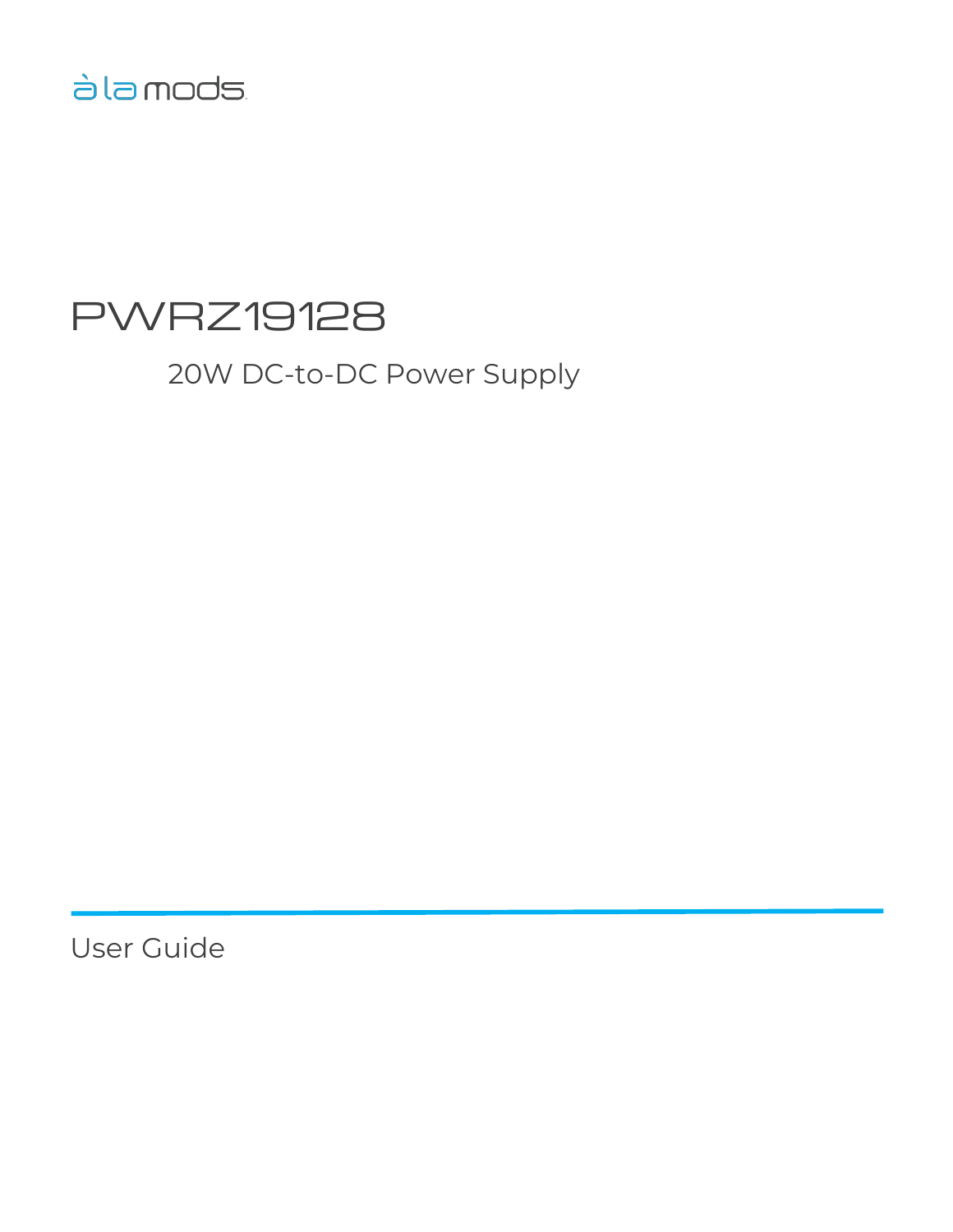à la mods

# PWRZ19128

## 20W DC-to-DC Power Supply

User Guide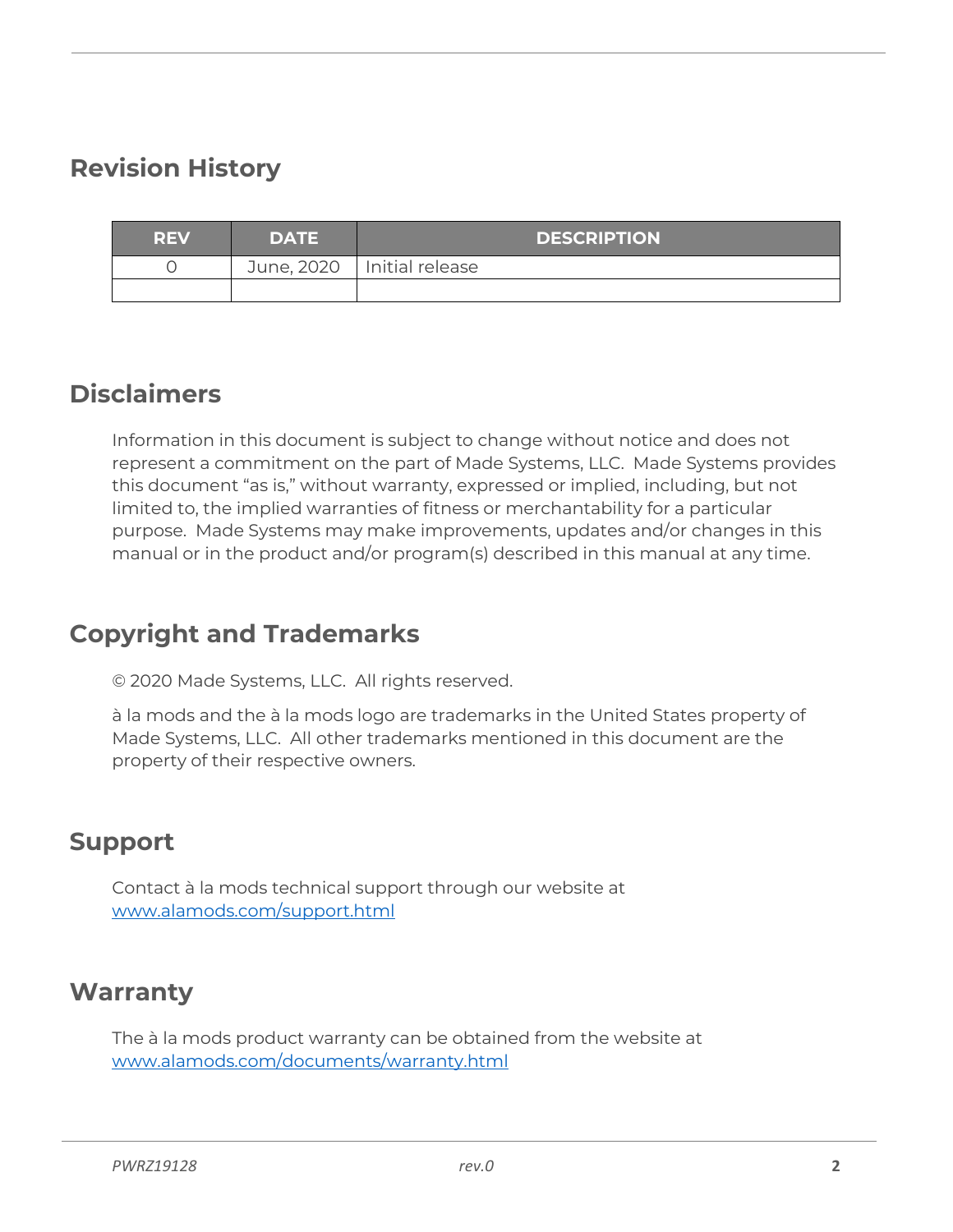## Revision History

| REV | DATE | DESCRIPTION |
|---|---|---|
| 0 | June, 2020 | Initial release |
| | | |

## Disclaimers

Information in this document is subject to change without notice and does not represent a commitment on the part of Made Systems, LLC. Made Systems provides this document "as is," without warranty, expressed or implied, including, but not limited to, the implied warranties of fitness or merchantability for a particular purpose. Made Systems may make improvements, updates and/or changes in this manual or in the product and/or program(s) described in this manual at any time.

## Copyright and Trademarks

© 2020 Made Systems, LLC. All rights reserved.

à la mods and the à la mods logo are trademarks in the United States property of Made Systems, LLC. All other trademarks mentioned in this document are the property of their respective owners.

## Support

Contact à la mods technical support through our website at [www.alamods.com/support.html](www.alamods.com/support.html)

## Warranty

The à la mods product warranty can be obtained from the website at [www.alamods.com/documents/warranty.html](www.alamods.com/documents/warranty.html)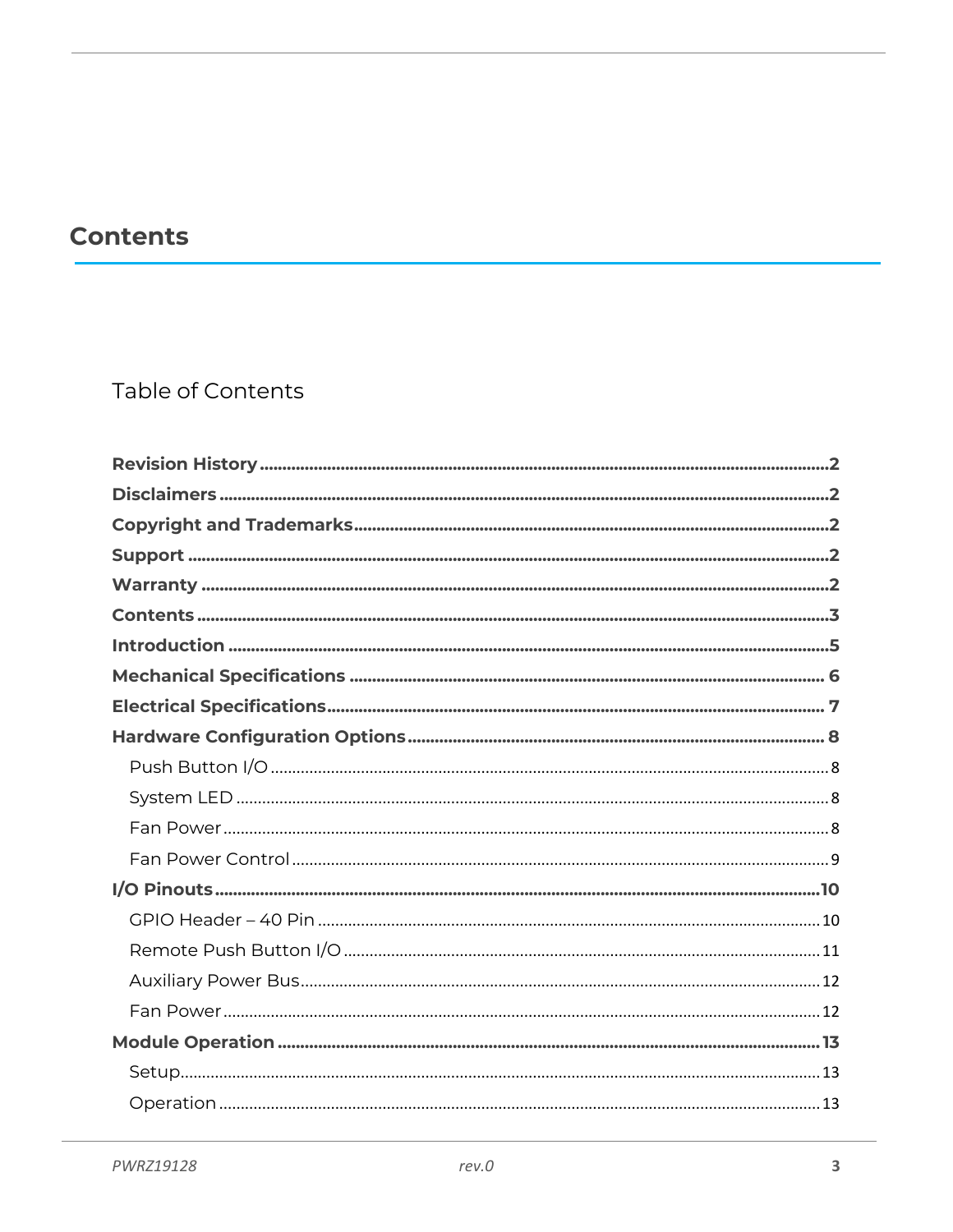# Contents

## Table of Contents

**Revision History** .......... 2
**Disclaimers** .......... 2
**Copyright and Trademarks** .......... 2
**Support** .......... 2
**Warranty** .......... 2
**Contents** .......... 3
**Introduction** .......... 5
**Mechanical Specifications** .......... 6
**Electrical Specifications** .......... 7
**Hardware Configuration Options** .......... 8
- Push Button I/O .......... 8
- System LED .......... 8
- Fan Power .......... 8
- Fan Power Control .......... 9

**I/O Pinouts** .......... 10
- GPIO Header – 40 Pin .......... 10
- Remote Push Button I/O .......... 11
- Auxiliary Power Bus .......... 12
- Fan Power .......... 12

**Module Operation** .......... 13
- Setup .......... 13
- Operation .......... 13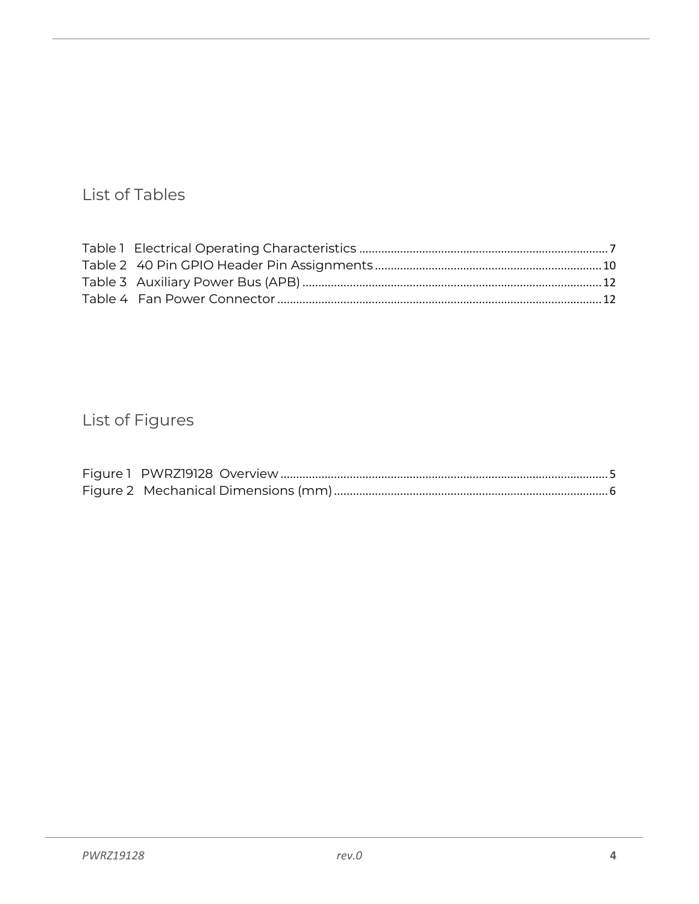## List of Tables

Table 1 Electrical Operating Characteristics ........................................................................ 7
Table 2 40 Pin GPIO Header Pin Assignments ...................................................................... 10
Table 3 Auxiliary Power Bus (APB) ...................................................................................... 12
Table 4 Fan Power Connector ............................................................................................... 12

## List of Figures

Figure 1 PWRZ19128 Overview ............................................................................................. 5
Figure 2 Mechanical Dimensions (mm) ................................................................................. 6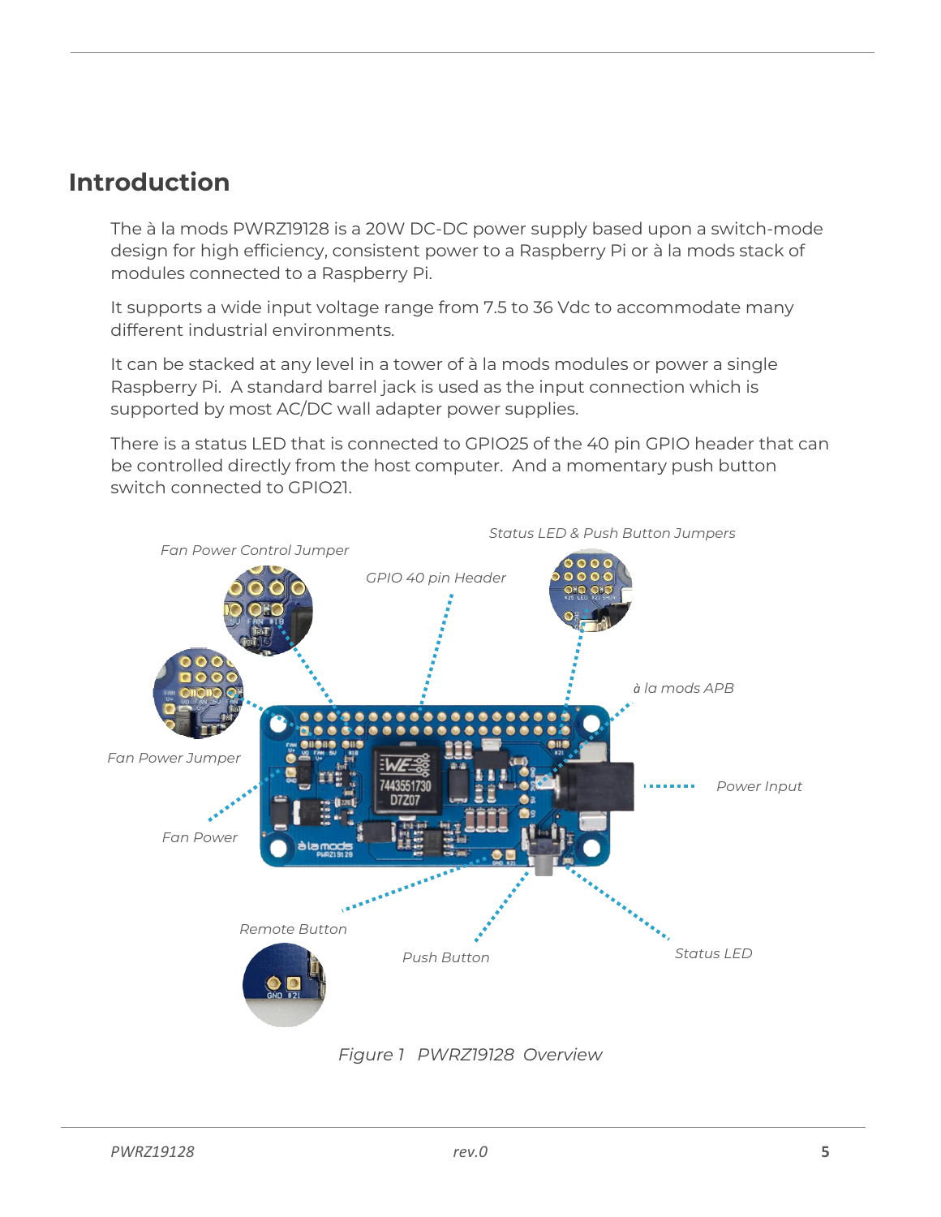# Introduction

The à la mods PWRZ19128 is a 20W DC-DC power supply based upon a switch-mode design for high efficiency, consistent power to a Raspberry Pi or à la mods stack of modules connected to a Raspberry Pi.

It supports a wide input voltage range from 7.5 to 36 Vdc to accommodate many different industrial environments.

It can be stacked at any level in a tower of à la mods modules or power a single Raspberry Pi. A standard barrel jack is used as the input connection which is supported by most AC/DC wall adapter power supplies.

There is a status LED that is connected to GPIO25 of the 40 pin GPIO header that can be controlled directly from the host computer. And a momentary push button switch connected to GPIO21.

*Figure 1 PWRZ19128 Overview*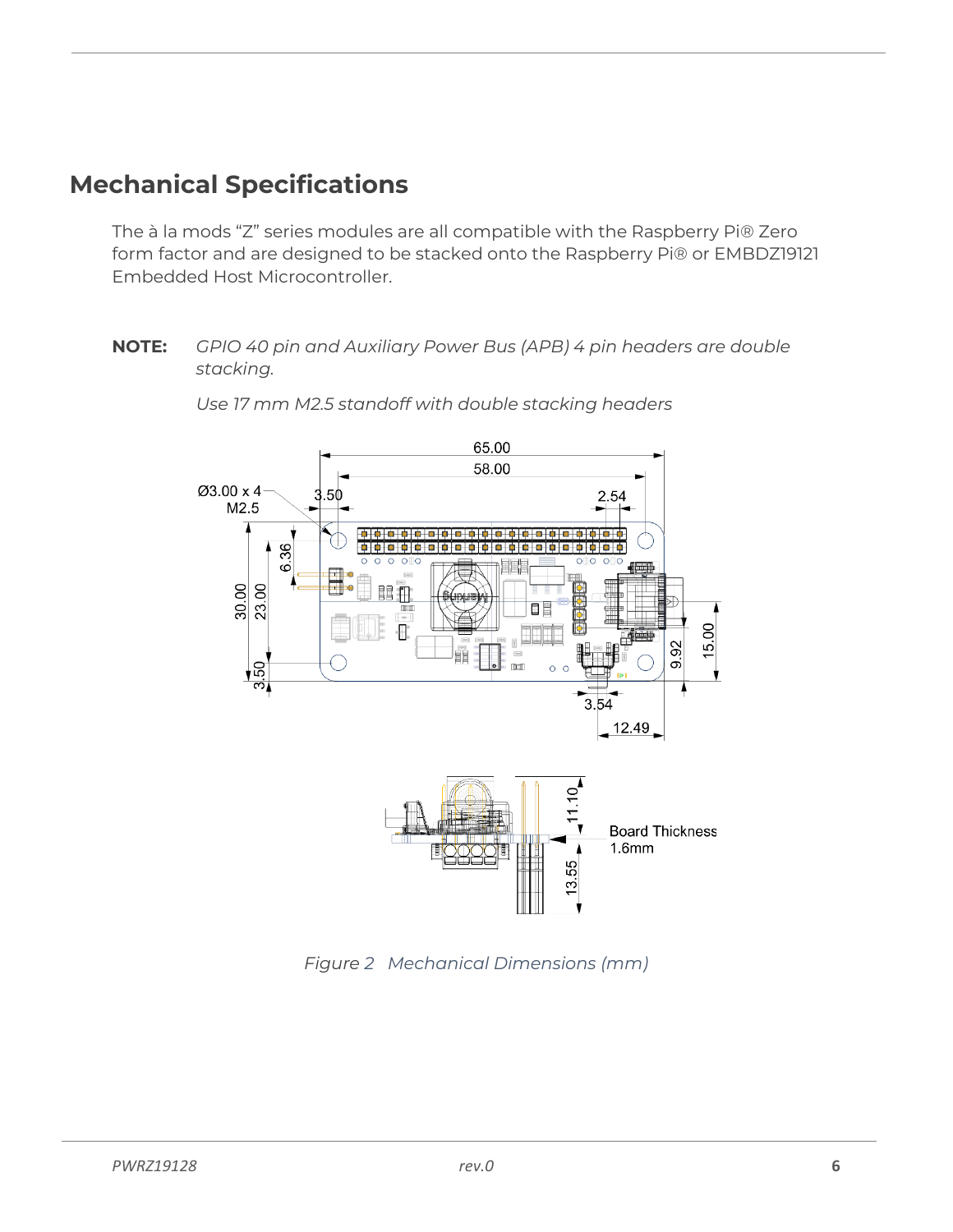## Mechanical Specifications

The à la mods "Z" series modules are all compatible with the Raspberry Pi® Zero form factor and are designed to be stacked onto the Raspberry Pi® or EMBDZ19121 Embedded Host Microcontroller.

**NOTE:** *GPIO 40 pin and Auxiliary Power Bus (APB) 4 pin headers are double stacking.*

*Use 17 mm M2.5 standoff with double stacking headers*

*Figure 2 Mechanical Dimensions (mm)*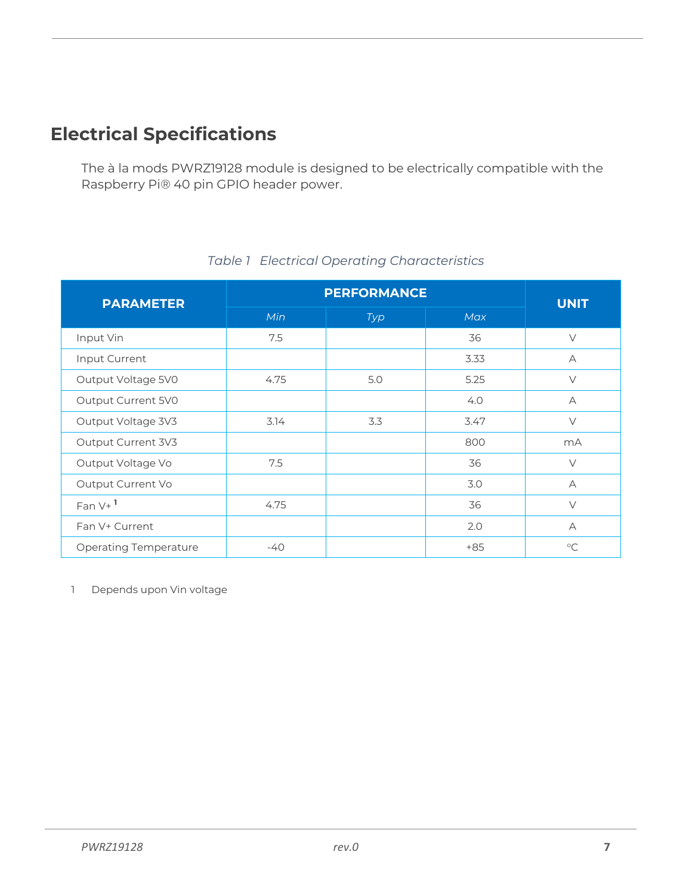## Electrical Specifications

The à la mods PWRZ19128 module is designed to be electrically compatible with the Raspberry Pi® 40 pin GPIO header power.

*Table 1 Electrical Operating Characteristics*

| PARAMETER | PERFORMANCE | | | UNIT |
|---|---|---|---|---|
| | *Min* | *Typ* | *Max* | |
| Input Vin | 7.5 | | 36 | V |
| Input Current | | | 3.33 | A |
| Output Voltage 5V0 | 4.75 | 5.0 | 5.25 | V |
| Output Current 5V0 | | | 4.0 | A |
| Output Voltage 3V3 | 3.14 | 3.3 | 3.47 | V |
| Output Current 3V3 | | | 800 | mA |
| Output Voltage Vo | 7.5 | | 36 | V |
| Output Current Vo | | | 3.0 | A |
| Fan V+ [1] | 4.75 | | 36 | V |
| Fan V+ Current | | | 2.0 | A |
| Operating Temperature | -40 | | +85 | °C |

1 Depends upon Vin voltage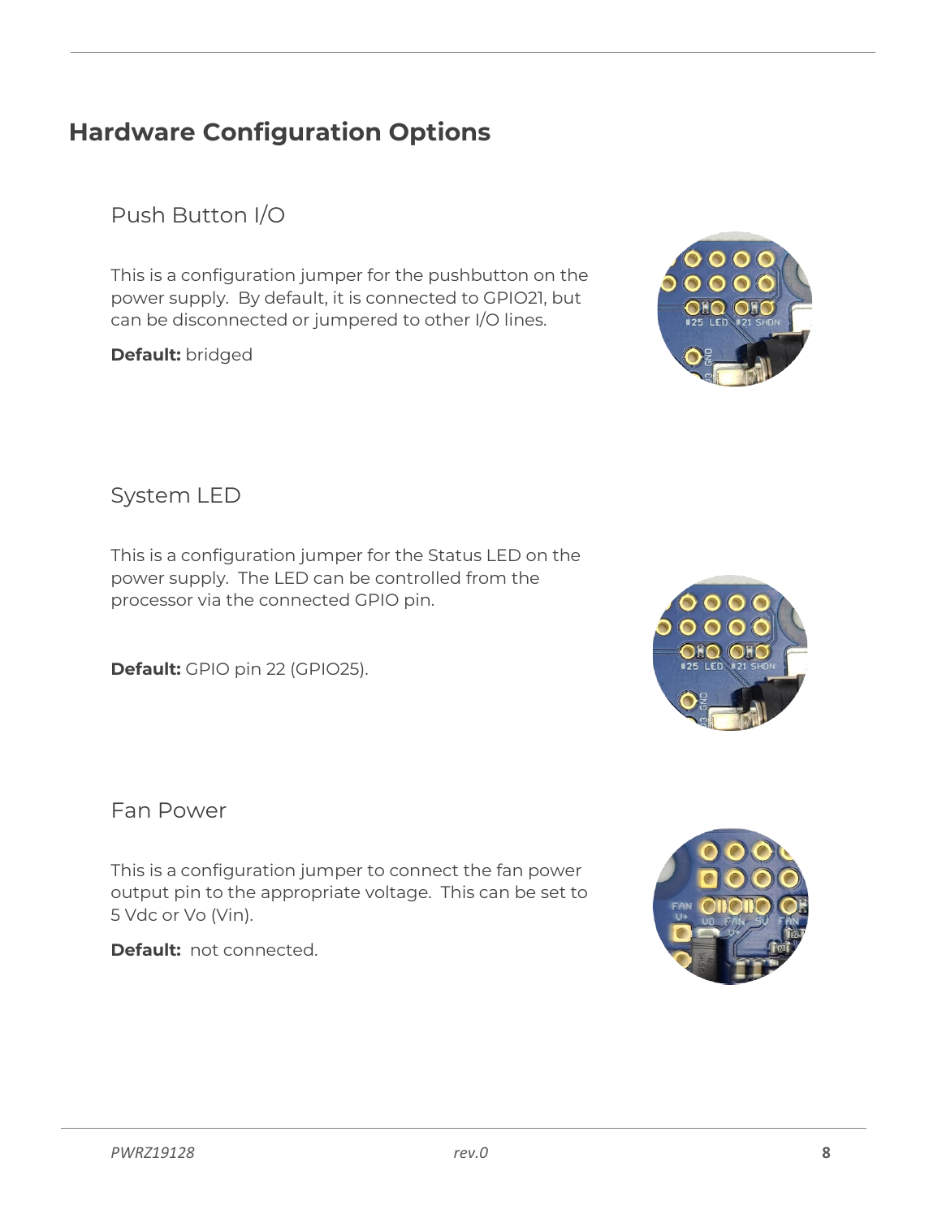# Hardware Configuration Options

## Push Button I/O

This is a configuration jumper for the pushbutton on the power supply. By default, it is connected to GPIO21, but can be disconnected or jumpered to other I/O lines.

**Default:** bridged

## System LED

This is a configuration jumper for the Status LED on the power supply. The LED can be controlled from the processor via the connected GPIO pin.

**Default:** GPIO pin 22 (GPIO25).

## Fan Power

This is a configuration jumper to connect the fan power output pin to the appropriate voltage. This can be set to 5 Vdc or Vo (Vin).

**Default:** not connected.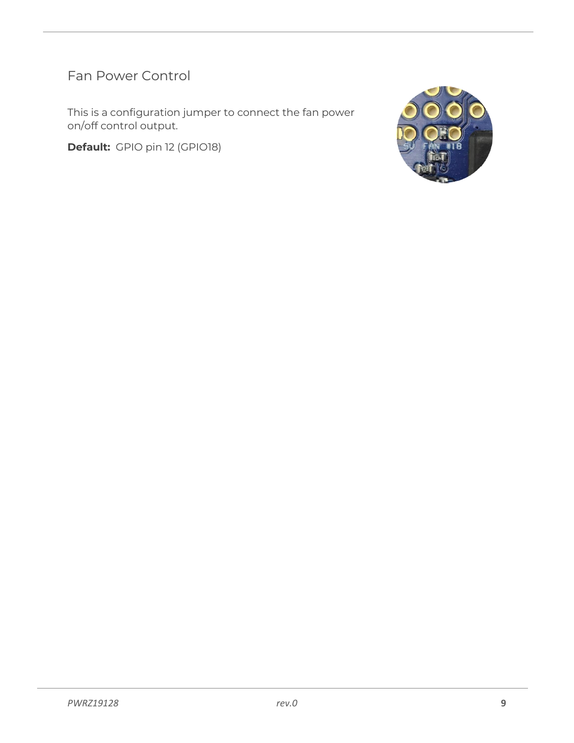## Fan Power Control

This is a configuration jumper to connect the fan power on/off control output.

**Default:** GPIO pin 12 (GPIO18)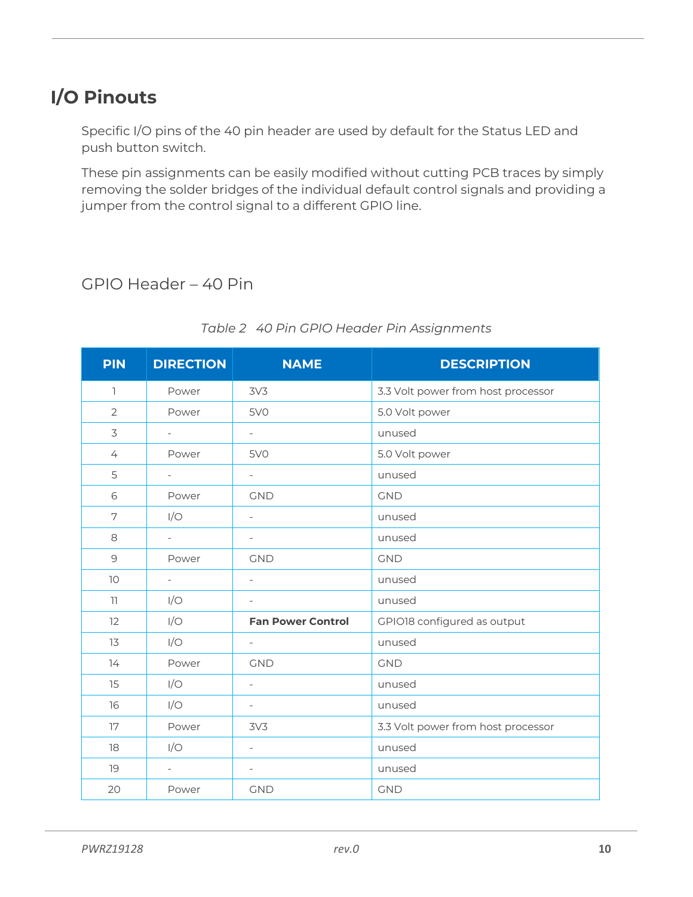# I/O Pinouts

Specific I/O pins of the 40 pin header are used by default for the Status LED and push button switch.

These pin assignments can be easily modified without cutting PCB traces by simply removing the solder bridges of the individual default control signals and providing a jumper from the control signal to a different GPIO line.

## GPIO Header – 40 Pin

*Table 2 40 Pin GPIO Header Pin Assignments*

| PIN | DIRECTION | NAME | DESCRIPTION |
| --- | --- | --- | --- |
| 1 | Power | 3V3 | 3.3 Volt power from host processor |
| 2 | Power | 5V0 | 5.0 Volt power |
| 3 | - | - | unused |
| 4 | Power | 5V0 | 5.0 Volt power |
| 5 | - | - | unused |
| 6 | Power | GND | GND |
| 7 | I/O | - | unused |
| 8 | - | - | unused |
| 9 | Power | GND | GND |
| 10 | - | - | unused |
| 11 | I/O | - | unused |
| 12 | I/O | **Fan Power Control** | GPIO18 configured as output |
| 13 | I/O | - | unused |
| 14 | Power | GND | GND |
| 15 | I/O | - | unused |
| 16 | I/O | - | unused |
| 17 | Power | 3V3 | 3.3 Volt power from host processor |
| 18 | I/O | - | unused |
| 19 | - | - | unused |
| 20 | Power | GND | GND |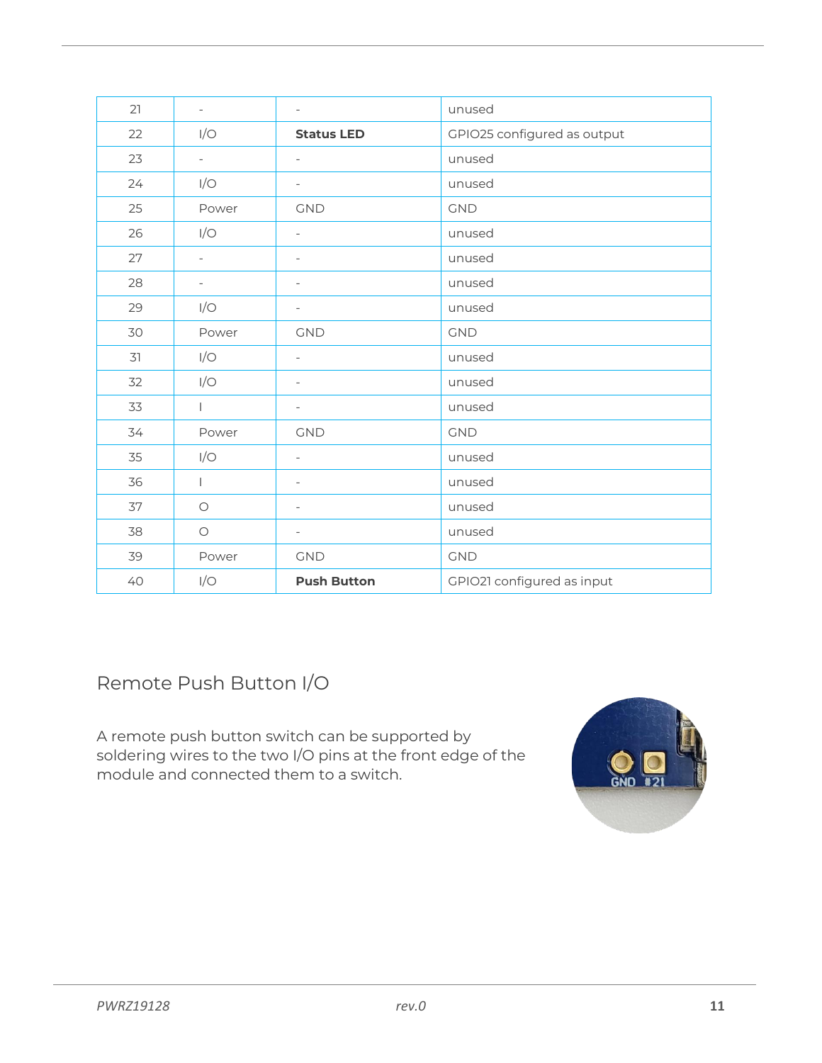| 21 | - | - | unused |
|---|---|---|---|
| 22 | I/O | **Status LED** | GPIO25 configured as output |
| 23 | - | - | unused |
| 24 | I/O | - | unused |
| 25 | Power | GND | GND |
| 26 | I/O | - | unused |
| 27 | - | - | unused |
| 28 | - | - | unused |
| 29 | I/O | - | unused |
| 30 | Power | GND | GND |
| 31 | I/O | - | unused |
| 32 | I/O | - | unused |
| 33 | I | - | unused |
| 34 | Power | GND | GND |
| 35 | I/O | - | unused |
| 36 | I | - | unused |
| 37 | O | - | unused |
| 38 | O | - | unused |
| 39 | Power | GND | GND |
| 40 | I/O | **Push Button** | GPIO21 configured as input |

## Remote Push Button I/O

A remote push button switch can be supported by soldering wires to the two I/O pins at the front edge of the module and connected them to a switch.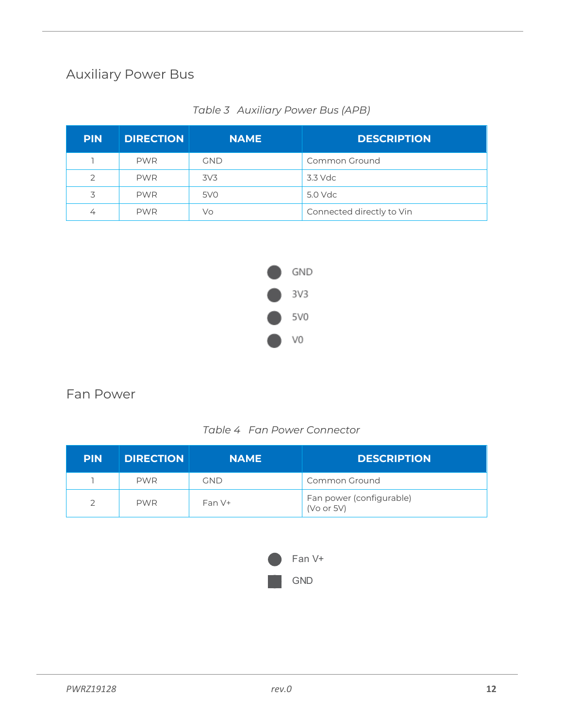## Auxiliary Power Bus

*Table 3 Auxiliary Power Bus (APB)*

| PIN | DIRECTION | NAME | DESCRIPTION |
|---|---|---|---|
| 1 | PWR | GND | Common Ground |
| 2 | PWR | 3V3 | 3.3 Vdc |
| 3 | PWR | 5V0 | 5.0 Vdc |
| 4 | PWR | Vo | Connected directly to Vin |

GND

3V3

5V0

V0

## Fan Power

*Table 4 Fan Power Connector*

| PIN | DIRECTION | NAME | DESCRIPTION |
|---|---|---|---|
| 1 | PWR | GND | Common Ground |
| 2 | PWR | Fan V+ | Fan power (configurable) (Vo or 5V) |

Fan V+

GND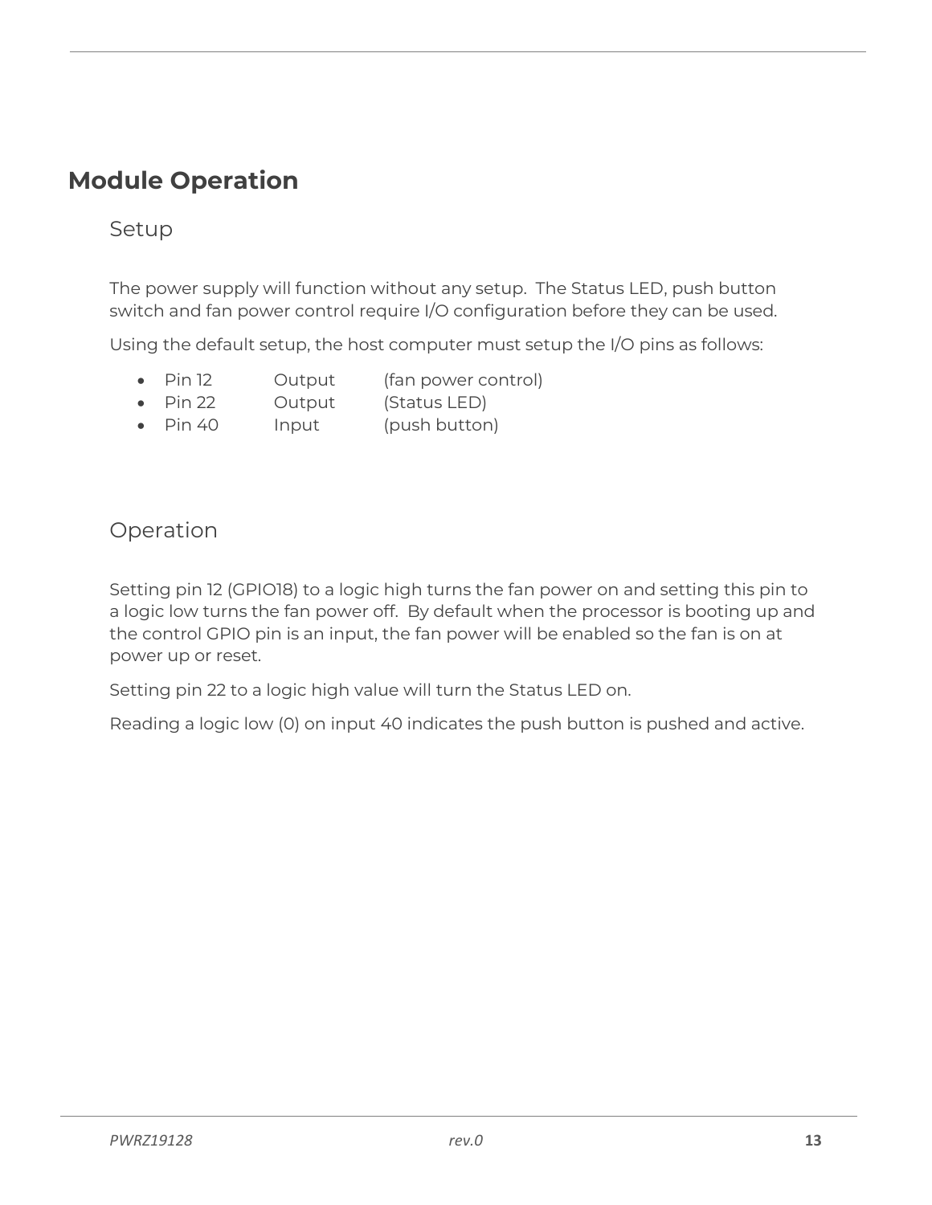# Module Operation

## Setup

The power supply will function without any setup. The Status LED, push button switch and fan power control require I/O configuration before they can be used.

Using the default setup, the host computer must setup the I/O pins as follows:

- Pin 12 Output (fan power control)
- Pin 22 Output (Status LED)
- Pin 40 Input (push button)

## Operation

Setting pin 12 (GPIO18) to a logic high turns the fan power on and setting this pin to a logic low turns the fan power off. By default when the processor is booting up and the control GPIO pin is an input, the fan power will be enabled so the fan is on at power up or reset.

Setting pin 22 to a logic high value will turn the Status LED on.

Reading a logic low (0) on input 40 indicates the push button is pushed and active.